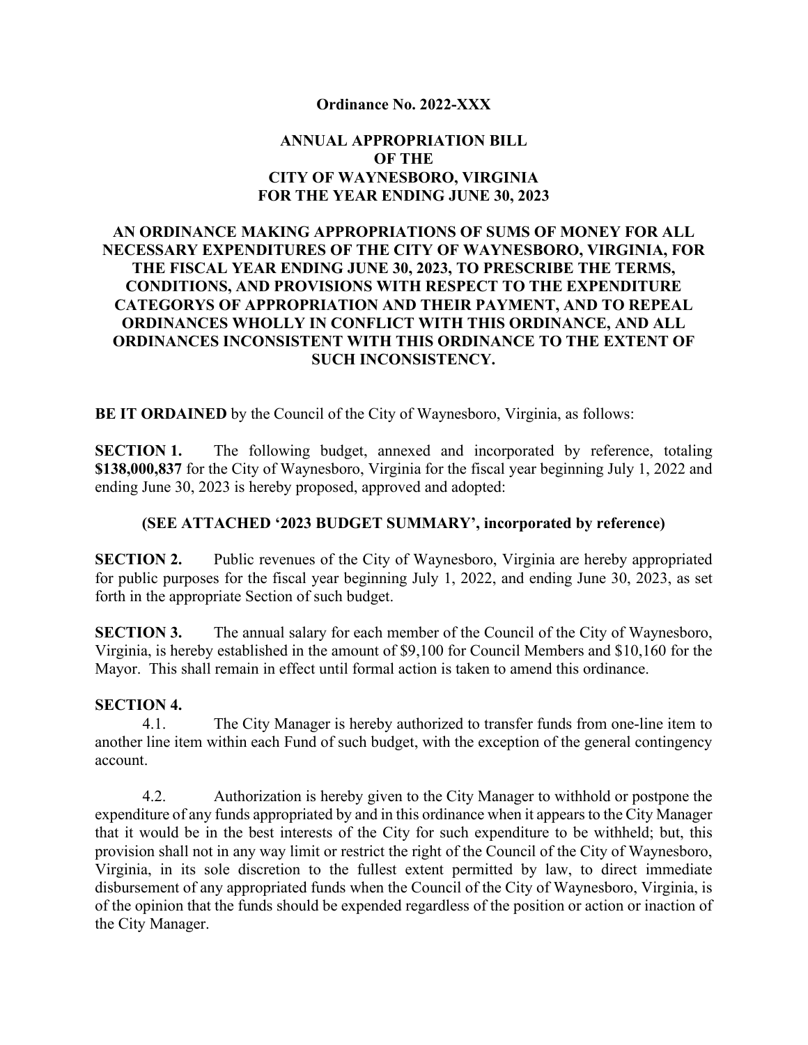**Ordinance No. 2022-XXX**

# ANNUAL APPROPRIATION BILL OF THE CITY OF WAYNESBORO, VIRGINIA FOR THE YEAR ENDING JUNE 30, 2023

**AN ORDINANCE MAKING APPROPRIATIONS OF SUMS OF MONEY FOR ALL NECESSARY EXPENDITURES OF THE CITY OF WAYNESBORO, VIRGINIA, FOR THE FISCAL YEAR ENDING JUNE 30, 2023, TO PRESCRIBE THE TERMS, CONDITIONS, AND PROVISIONS WITH RESPECT TO THE EXPENDITURE CATEGORYS OF APPROPRIATION AND THEIR PAYMENT, AND TO REPEAL ORDINANCES WHOLLY IN CONFLICT WITH THIS ORDINANCE, AND ALL ORDINANCES INCONSISTENT WITH THIS ORDINANCE TO THE EXTENT OF SUCH INCONSISTENCY.**

**BE IT ORDAINED** by the Council of the City of Waynesboro, Virginia, as follows:

**SECTION 1.** The following budget, annexed and incorporated by reference, totaling **$138,000,837** for the City of Waynesboro, Virginia for the fiscal year beginning July 1, 2022 and ending June 30, 2023 is hereby proposed, approved and adopted:

**(SEE ATTACHED '2023 BUDGET SUMMARY', incorporated by reference)**

**SECTION 2.** Public revenues of the City of Waynesboro, Virginia are hereby appropriated for public purposes for the fiscal year beginning July 1, 2022, and ending June 30, 2023, as set forth in the appropriate Section of such budget.

**SECTION 3.** The annual salary for each member of the Council of the City of Waynesboro, Virginia, is hereby established in the amount of $9,100 for Council Members and $10,160 for the Mayor. This shall remain in effect until formal action is taken to amend this ordinance.

**SECTION 4.**

4.1. The City Manager is hereby authorized to transfer funds from one-line item to another line item within each Fund of such budget, with the exception of the general contingency account.

4.2. Authorization is hereby given to the City Manager to withhold or postpone the expenditure of any funds appropriated by and in this ordinance when it appears to the City Manager that it would be in the best interests of the City for such expenditure to be withheld; but, this provision shall not in any way limit or restrict the right of the Council of the City of Waynesboro, Virginia, in its sole discretion to the fullest extent permitted by law, to direct immediate disbursement of any appropriated funds when the Council of the City of Waynesboro, Virginia, is of the opinion that the funds should be expended regardless of the position or action or inaction of the City Manager.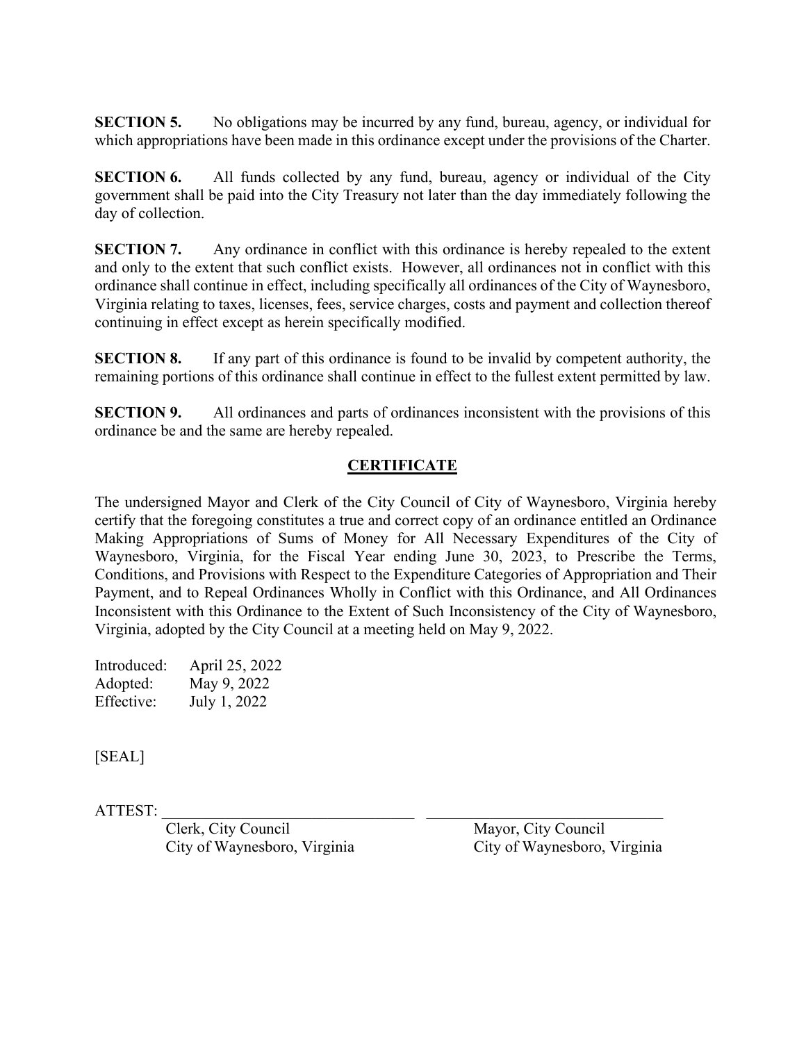**SECTION 5.** No obligations may be incurred by any fund, bureau, agency, or individual for which appropriations have been made in this ordinance except under the provisions of the Charter.

**SECTION 6.** All funds collected by any fund, bureau, agency or individual of the City government shall be paid into the City Treasury not later than the day immediately following the day of collection.

**SECTION 7.** Any ordinance in conflict with this ordinance is hereby repealed to the extent and only to the extent that such conflict exists. However, all ordinances not in conflict with this ordinance shall continue in effect, including specifically all ordinances of the City of Waynesboro, Virginia relating to taxes, licenses, fees, service charges, costs and payment and collection thereof continuing in effect except as herein specifically modified.

**SECTION 8.** If any part of this ordinance is found to be invalid by competent authority, the remaining portions of this ordinance shall continue in effect to the fullest extent permitted by law.

**SECTION 9.** All ordinances and parts of ordinances inconsistent with the provisions of this ordinance be and the same are hereby repealed.

## CERTIFICATE

The undersigned Mayor and Clerk of the City Council of City of Waynesboro, Virginia hereby certify that the foregoing constitutes a true and correct copy of an ordinance entitled an Ordinance Making Appropriations of Sums of Money for All Necessary Expenditures of the City of Waynesboro, Virginia, for the Fiscal Year ending June 30, 2023, to Prescribe the Terms, Conditions, and Provisions with Respect to the Expenditure Categories of Appropriation and Their Payment, and to Repeal Ordinances Wholly in Conflict with this Ordinance, and All Ordinances Inconsistent with this Ordinance to the Extent of Such Inconsistency of the City of Waynesboro, Virginia, adopted by the City Council at a meeting held on May 9, 2022.

Introduced: April 25, 2022
Adopted: May 9, 2022
Effective: July 1, 2022

[SEAL]

ATTEST: _______________________________ _______________________________

Clerk, City Council
City of Waynesboro, Virginia

Mayor, City Council
City of Waynesboro, Virginia